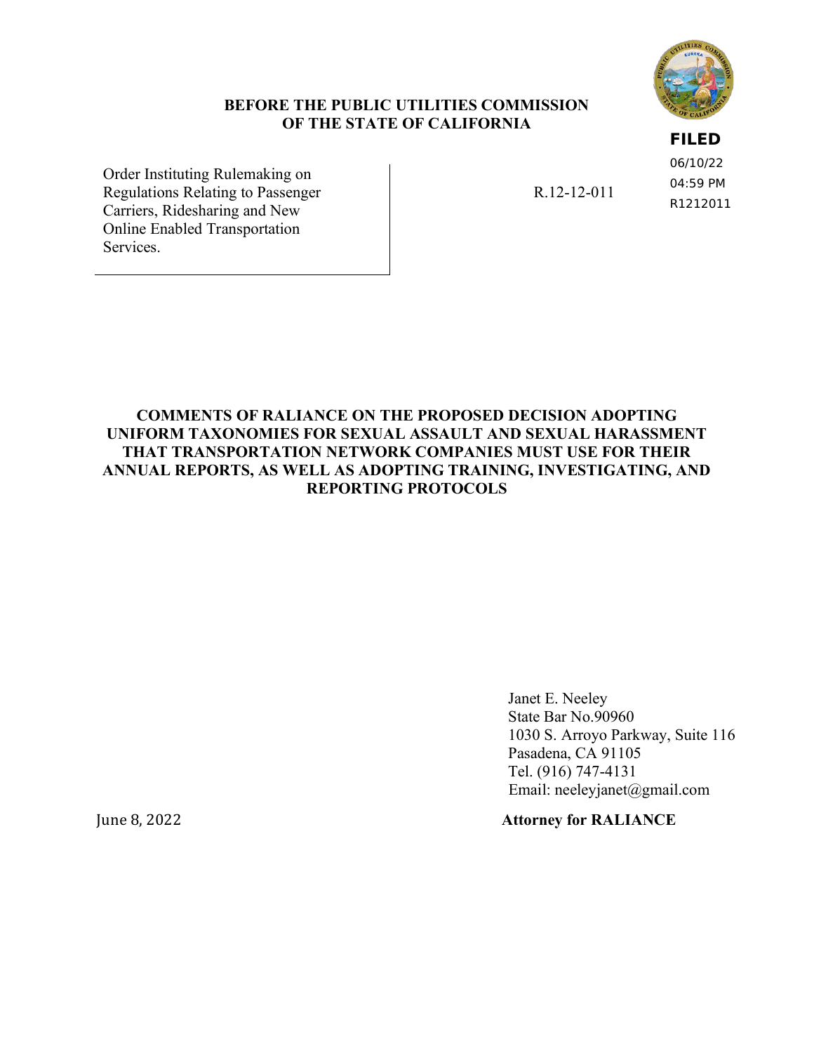**BEFORE THE PUBLIC UTILITIES COMMISSION OF THE STATE OF CALIFORNIA**

**FILED**
06/10/22
04:59 PM
R1212011

| Order Instituting Rulemaking on Regulations Relating to Passenger Carriers, Ridesharing and New Online Enabled Transportation Services. | R.12-12-011 |
|---|---|

**COMMENTS OF RALIANCE ON THE PROPOSED DECISION ADOPTING UNIFORM TAXONOMIES FOR SEXUAL ASSAULT AND SEXUAL HARASSMENT THAT TRANSPORTATION NETWORK COMPANIES MUST USE FOR THEIR ANNUAL REPORTS, AS WELL AS ADOPTING TRAINING, INVESTIGATING, AND REPORTING PROTOCOLS**

Janet E. Neeley
State Bar No.90960
1030 S. Arroyo Parkway, Suite 116
Pasadena, CA 91105
Tel. (916) 747-4131
Email: neeleyjanet@gmail.com

June 8, 2022

**Attorney for RALIANCE**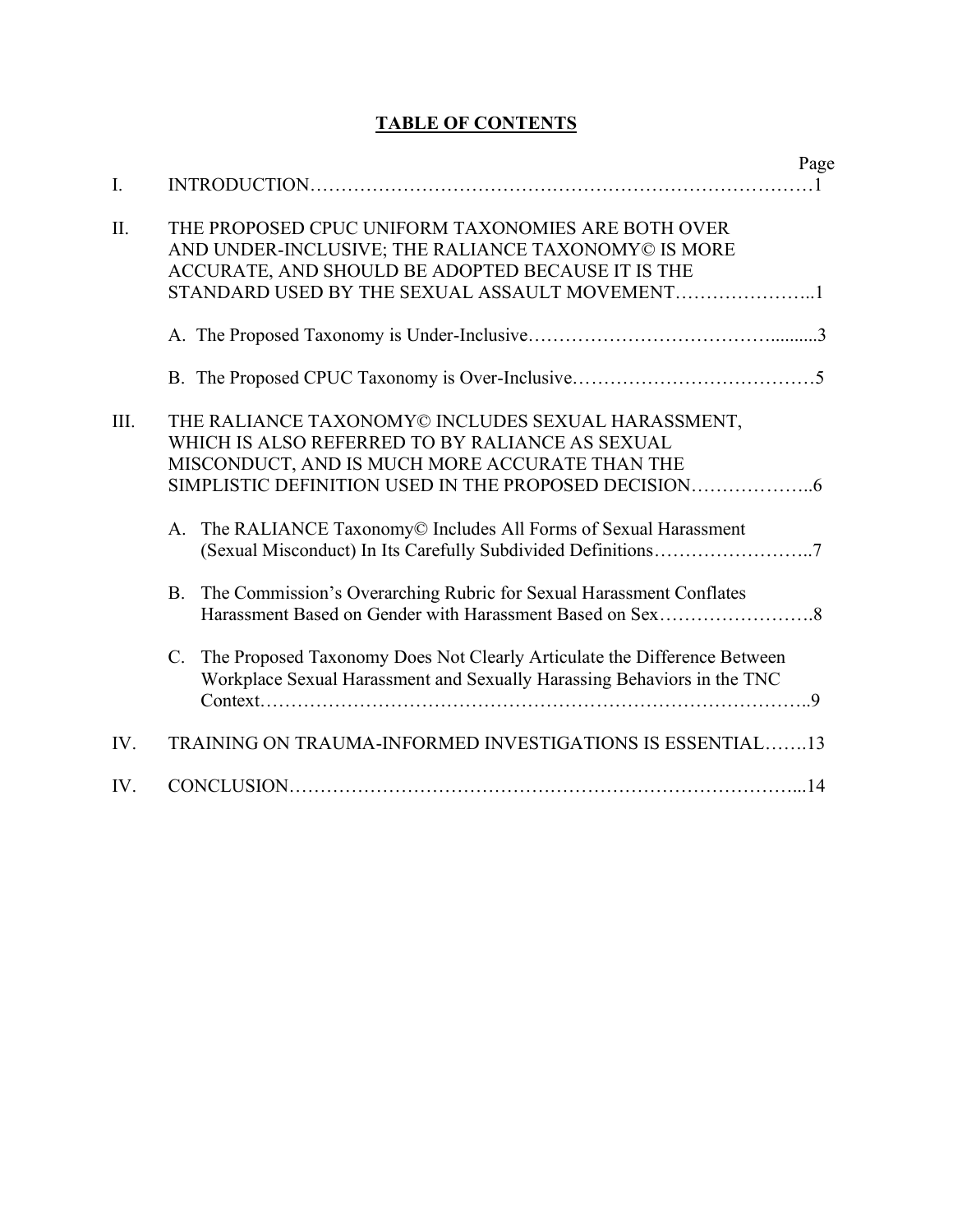# TABLE OF CONTENTS

| | | Page |
|---|---|---|
| I. | INTRODUCTION | 1 |
| II. | THE PROPOSED CPUC UNIFORM TAXONOMIES ARE BOTH OVER AND UNDER-INCLUSIVE; THE RALIANCE TAXONOMY© IS MORE ACCURATE, AND SHOULD BE ADOPTED BECAUSE IT IS THE STANDARD USED BY THE SEXUAL ASSAULT MOVEMENT | 1 |
| | A. The Proposed Taxonomy is Under-Inclusive | 3 |
| | B. The Proposed CPUC Taxonomy is Over-Inclusive | 5 |
| III. | THE RALIANCE TAXONOMY© INCLUDES SEXUAL HARASSMENT, WHICH IS ALSO REFERRED TO BY RALIANCE AS SEXUAL MISCONDUCT, AND IS MUCH MORE ACCURATE THAN THE SIMPLISTIC DEFINITION USED IN THE PROPOSED DECISION | 6 |
| | A. The RALIANCE Taxonomy© Includes All Forms of Sexual Harassment (Sexual Misconduct) In Its Carefully Subdivided Definitions | 7 |
| | B. The Commission's Overarching Rubric for Sexual Harassment Conflates Harassment Based on Gender with Harassment Based on Sex | 8 |
| | C. The Proposed Taxonomy Does Not Clearly Articulate the Difference Between Workplace Sexual Harassment and Sexually Harassing Behaviors in the TNC Context | 9 |
| IV. | TRAINING ON TRAUMA-INFORMED INVESTIGATIONS IS ESSENTIAL | 13 |
| IV. | CONCLUSION | 14 |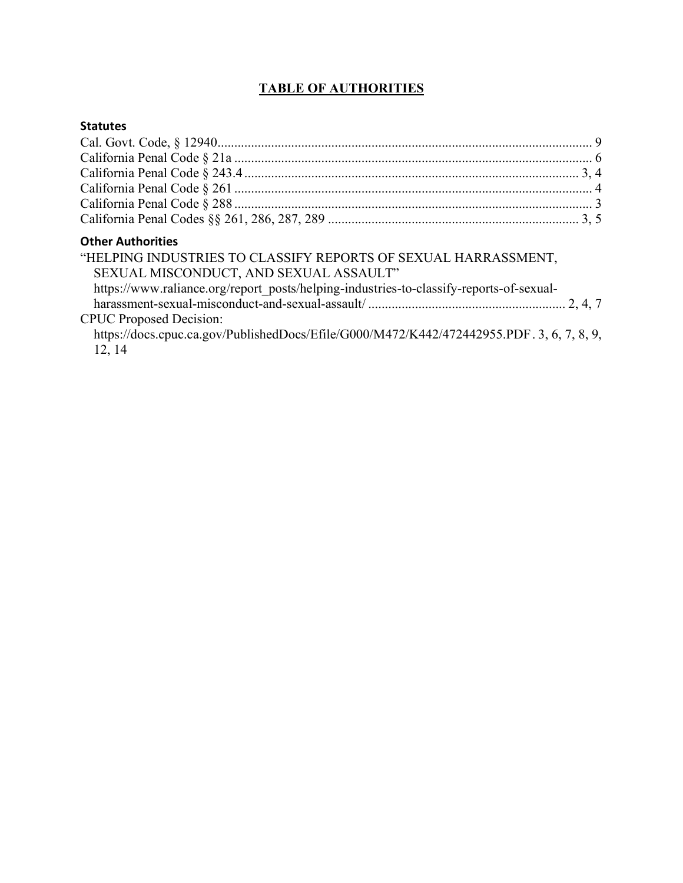# TABLE OF AUTHORITIES

## Statutes

Cal. Govt. Code, § 12940 .................................................................................................. 9

California Penal Code § 21a .............................................................................................. 6

California Penal Code § 243.4 ........................................................................................... 3, 4

California Penal Code § 261 ............................................................................................... 4

California Penal Code § 288 ............................................................................................... 3

California Penal Codes §§ 261, 286, 287, 289 ................................................................... 3, 5

## Other Authorities

"HELPING INDUSTRIES TO CLASSIFY REPORTS OF SEXUAL HARRASSMENT, SEXUAL MISCONDUCT, AND SEXUAL ASSAULT" https://www.raliance.org/report_posts/helping-industries-to-classify-reports-of-sexual-harassment-sexual-misconduct-and-sexual-assault/ ........................................................... 2, 4, 7

CPUC Proposed Decision: https://docs.cpuc.ca.gov/PublishedDocs/Efile/G000/M472/K442/472442955.PDF . 3, 6, 7, 8, 9, 12, 14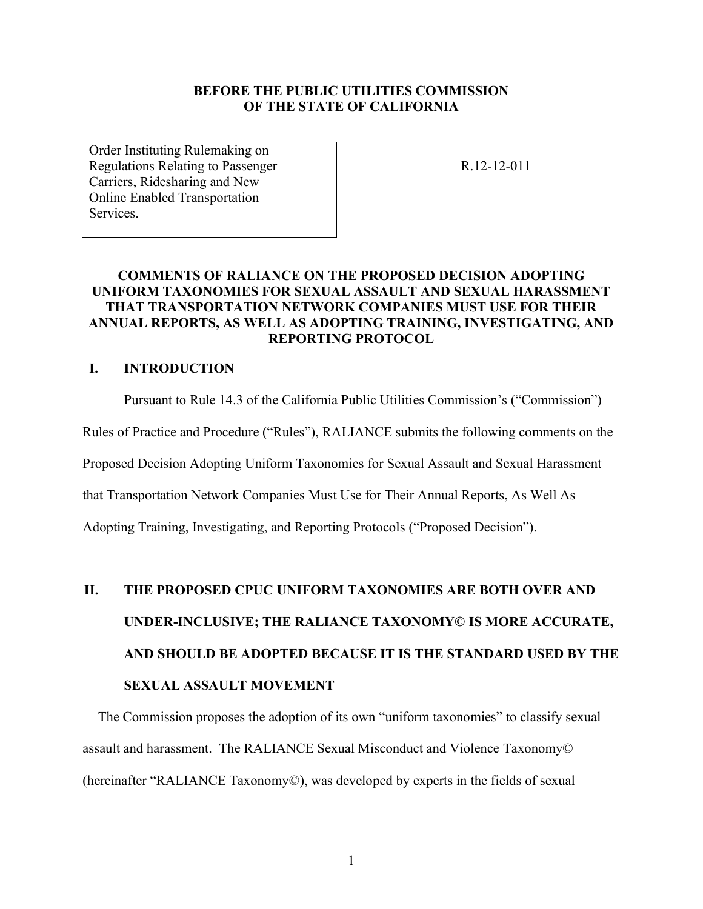**BEFORE THE PUBLIC UTILITIES COMMISSION OF THE STATE OF CALIFORNIA**

| Order Instituting Rulemaking on Regulations Relating to Passenger Carriers, Ridesharing and New Online Enabled Transportation Services. | R.12-12-011 |
| --- | --- |

**COMMENTS OF RALIANCE ON THE PROPOSED DECISION ADOPTING UNIFORM TAXONOMIES FOR SEXUAL ASSAULT AND SEXUAL HARASSMENT THAT TRANSPORTATION NETWORK COMPANIES MUST USE FOR THEIR ANNUAL REPORTS, AS WELL AS ADOPTING TRAINING, INVESTIGATING, AND REPORTING PROTOCOL**

## I. INTRODUCTION

Pursuant to Rule 14.3 of the California Public Utilities Commission's ("Commission") Rules of Practice and Procedure ("Rules"), RALIANCE submits the following comments on the Proposed Decision Adopting Uniform Taxonomies for Sexual Assault and Sexual Harassment that Transportation Network Companies Must Use for Their Annual Reports, As Well As Adopting Training, Investigating, and Reporting Protocols ("Proposed Decision").

## II. THE PROPOSED CPUC UNIFORM TAXONOMIES ARE BOTH OVER AND UNDER-INCLUSIVE; THE RALIANCE TAXONOMY© IS MORE ACCURATE, AND SHOULD BE ADOPTED BECAUSE IT IS THE STANDARD USED BY THE SEXUAL ASSAULT MOVEMENT

The Commission proposes the adoption of its own "uniform taxonomies" to classify sexual assault and harassment. The RALIANCE Sexual Misconduct and Violence Taxonomy© (hereinafter "RALIANCE Taxonomy©), was developed by experts in the fields of sexual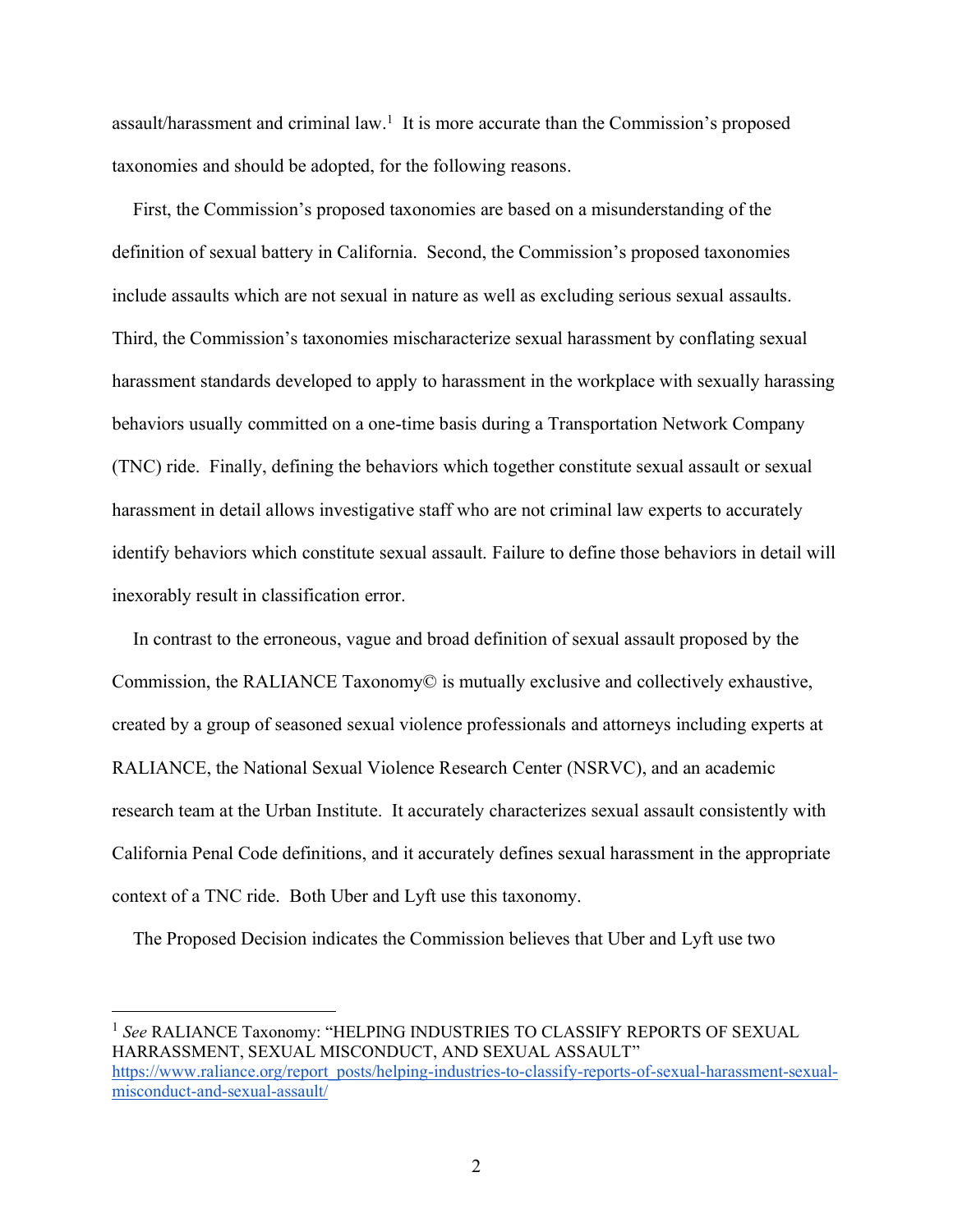assault/harassment and criminal law.[1] It is more accurate than the Commission's proposed taxonomies and should be adopted, for the following reasons.

First, the Commission's proposed taxonomies are based on a misunderstanding of the definition of sexual battery in California. Second, the Commission's proposed taxonomies include assaults which are not sexual in nature as well as excluding serious sexual assaults. Third, the Commission's taxonomies mischaracterize sexual harassment by conflating sexual harassment standards developed to apply to harassment in the workplace with sexually harassing behaviors usually committed on a one-time basis during a Transportation Network Company (TNC) ride. Finally, defining the behaviors which together constitute sexual assault or sexual harassment in detail allows investigative staff who are not criminal law experts to accurately identify behaviors which constitute sexual assault. Failure to define those behaviors in detail will inexorably result in classification error.

In contrast to the erroneous, vague and broad definition of sexual assault proposed by the Commission, the RALIANCE Taxonomy© is mutually exclusive and collectively exhaustive, created by a group of seasoned sexual violence professionals and attorneys including experts at RALIANCE, the National Sexual Violence Research Center (NSRVC), and an academic research team at the Urban Institute. It accurately characterizes sexual assault consistently with California Penal Code definitions, and it accurately defines sexual harassment in the appropriate context of a TNC ride. Both Uber and Lyft use this taxonomy.

The Proposed Decision indicates the Commission believes that Uber and Lyft use two

---

[1] *See* RALIANCE Taxonomy: "HELPING INDUSTRIES TO CLASSIFY REPORTS OF SEXUAL HARRASSMENT, SEXUAL MISCONDUCT, AND SEXUAL ASSAULT" https://www.raliance.org/report_posts/helping-industries-to-classify-reports-of-sexual-harassment-sexual-misconduct-and-sexual-assault/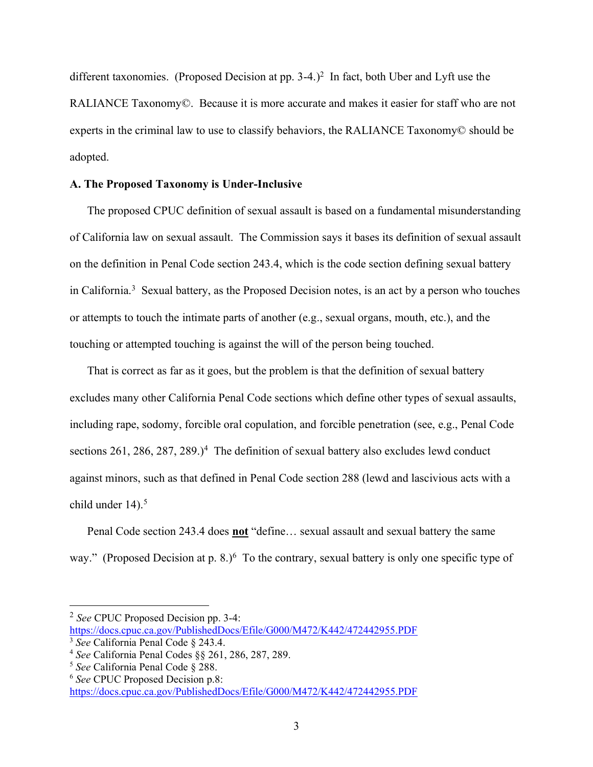different taxonomies. (Proposed Decision at pp. 3-4.)[2] In fact, both Uber and Lyft use the RALIANCE Taxonomy©. Because it is more accurate and makes it easier for staff who are not experts in the criminal law to use to classify behaviors, the RALIANCE Taxonomy© should be adopted.

**A. The Proposed Taxonomy is Under-Inclusive**

The proposed CPUC definition of sexual assault is based on a fundamental misunderstanding of California law on sexual assault. The Commission says it bases its definition of sexual assault on the definition in Penal Code section 243.4, which is the code section defining sexual battery in California.[3] Sexual battery, as the Proposed Decision notes, is an act by a person who touches or attempts to touch the intimate parts of another (e.g., sexual organs, mouth, etc.), and the touching or attempted touching is against the will of the person being touched.

That is correct as far as it goes, but the problem is that the definition of sexual battery excludes many other California Penal Code sections which define other types of sexual assaults, including rape, sodomy, forcible oral copulation, and forcible penetration (see, e.g., Penal Code sections 261, 286, 287, 289.)[4] The definition of sexual battery also excludes lewd conduct against minors, such as that defined in Penal Code section 288 (lewd and lascivious acts with a child under 14).[5]

Penal Code section 243.4 does **not** "define… sexual assault and sexual battery the same way." (Proposed Decision at p. 8.)[6] To the contrary, sexual battery is only one specific type of

---

[2] *See* CPUC Proposed Decision pp. 3-4: https://docs.cpuc.ca.gov/PublishedDocs/Efile/G000/M472/K442/472442955.PDF
[3] *See* California Penal Code § 243.4.
[4] *See* California Penal Codes §§ 261, 286, 287, 289.
[5] *See* California Penal Code § 288.
[6] *See* CPUC Proposed Decision p.8: https://docs.cpuc.ca.gov/PublishedDocs/Efile/G000/M472/K442/472442955.PDF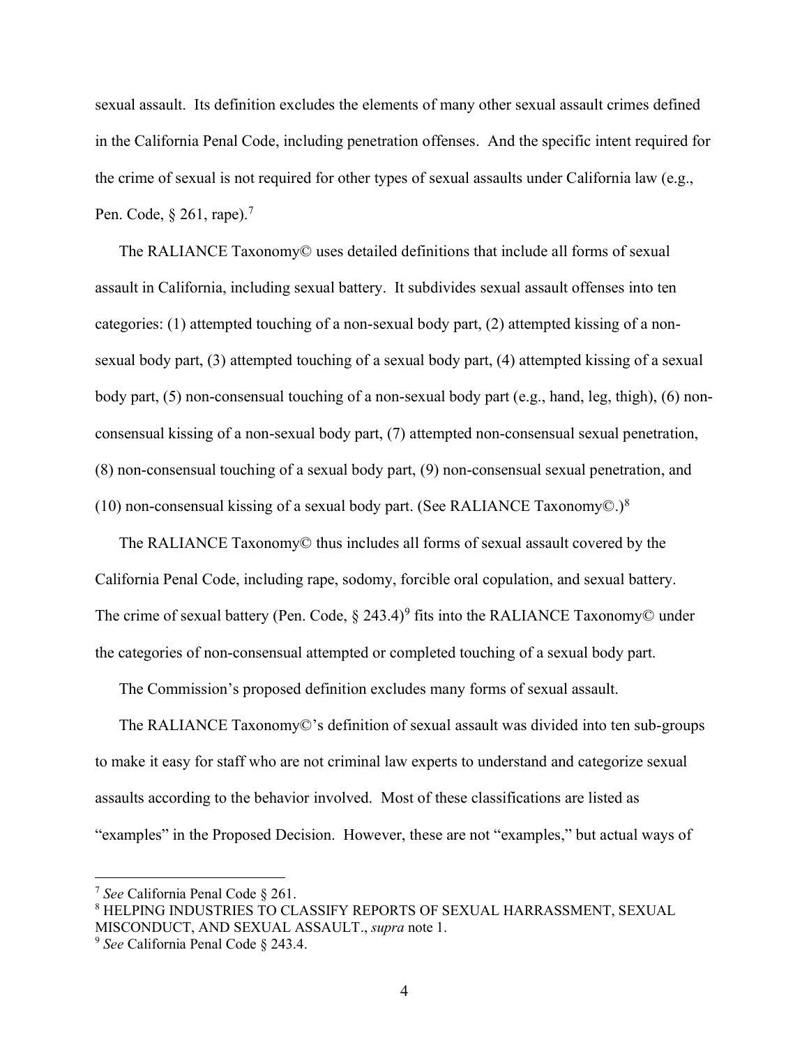sexual assault. Its definition excludes the elements of many other sexual assault crimes defined in the California Penal Code, including penetration offenses. And the specific intent required for the crime of sexual is not required for other types of sexual assaults under California law (e.g., Pen. Code, § 261, rape).[7]

The RALIANCE Taxonomy© uses detailed definitions that include all forms of sexual assault in California, including sexual battery. It subdivides sexual assault offenses into ten categories: (1) attempted touching of a non-sexual body part, (2) attempted kissing of a non-sexual body part, (3) attempted touching of a sexual body part, (4) attempted kissing of a sexual body part, (5) non-consensual touching of a non-sexual body part (e.g., hand, leg, thigh), (6) non-consensual kissing of a non-sexual body part, (7) attempted non-consensual sexual penetration, (8) non-consensual touching of a sexual body part, (9) non-consensual sexual penetration, and (10) non-consensual kissing of a sexual body part. (See RALIANCE Taxonomy©.)[8]

The RALIANCE Taxonomy© thus includes all forms of sexual assault covered by the California Penal Code, including rape, sodomy, forcible oral copulation, and sexual battery. The crime of sexual battery (Pen. Code, § 243.4)[9] fits into the RALIANCE Taxonomy© under the categories of non-consensual attempted or completed touching of a sexual body part.

The Commission's proposed definition excludes many forms of sexual assault.

The RALIANCE Taxonomy©'s definition of sexual assault was divided into ten sub-groups to make it easy for staff who are not criminal law experts to understand and categorize sexual assaults according to the behavior involved. Most of these classifications are listed as "examples" in the Proposed Decision. However, these are not "examples," but actual ways of

---

[7] *See* California Penal Code § 261.

[8] HELPING INDUSTRIES TO CLASSIFY REPORTS OF SEXUAL HARRASSMENT, SEXUAL MISCONDUCT, AND SEXUAL ASSAULT., *supra* note 1.

[9] *See* California Penal Code § 243.4.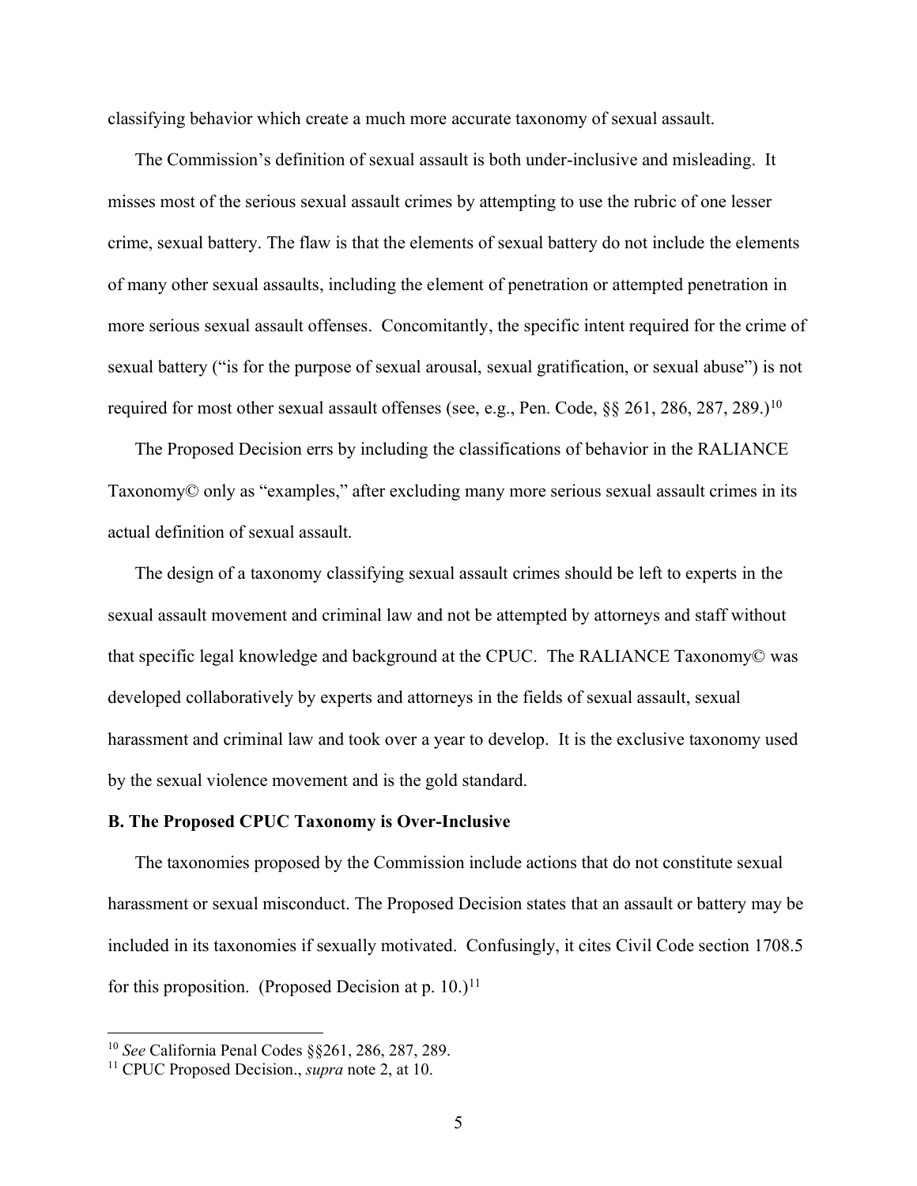classifying behavior which create a much more accurate taxonomy of sexual assault.

The Commission's definition of sexual assault is both under-inclusive and misleading. It misses most of the serious sexual assault crimes by attempting to use the rubric of one lesser crime, sexual battery. The flaw is that the elements of sexual battery do not include the elements of many other sexual assaults, including the element of penetration or attempted penetration in more serious sexual assault offenses. Concomitantly, the specific intent required for the crime of sexual battery ("is for the purpose of sexual arousal, sexual gratification, or sexual abuse") is not required for most other sexual assault offenses (see, e.g., Pen. Code, §§ 261, 286, 287, 289.)[10]

The Proposed Decision errs by including the classifications of behavior in the RALIANCE Taxonomy© only as "examples," after excluding many more serious sexual assault crimes in its actual definition of sexual assault.

The design of a taxonomy classifying sexual assault crimes should be left to experts in the sexual assault movement and criminal law and not be attempted by attorneys and staff without that specific legal knowledge and background at the CPUC. The RALIANCE Taxonomy© was developed collaboratively by experts and attorneys in the fields of sexual assault, sexual harassment and criminal law and took over a year to develop. It is the exclusive taxonomy used by the sexual violence movement and is the gold standard.

**B. The Proposed CPUC Taxonomy is Over-Inclusive**

The taxonomies proposed by the Commission include actions that do not constitute sexual harassment or sexual misconduct. The Proposed Decision states that an assault or battery may be included in its taxonomies if sexually motivated. Confusingly, it cites Civil Code section 1708.5 for this proposition. (Proposed Decision at p. 10.)[11]

---

[10] *See* California Penal Codes §§261, 286, 287, 289.

[11] CPUC Proposed Decision., *supra* note 2, at 10.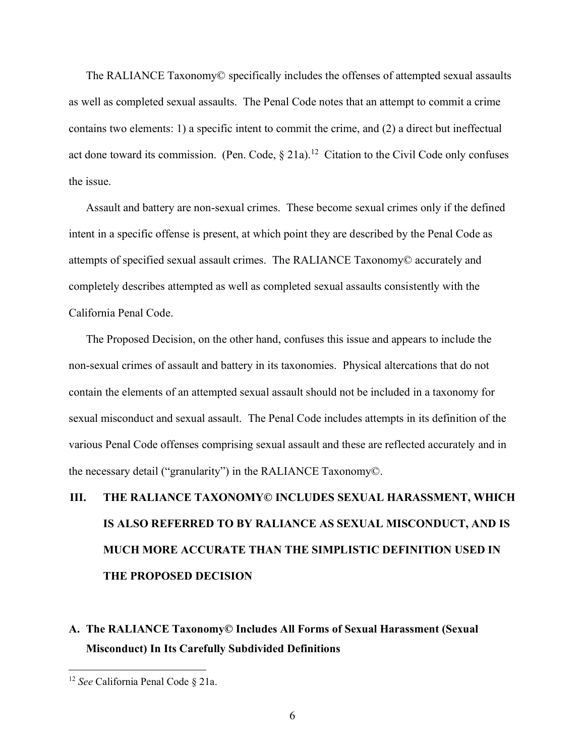The RALIANCE Taxonomy© specifically includes the offenses of attempted sexual assaults as well as completed sexual assaults. The Penal Code notes that an attempt to commit a crime contains two elements: 1) a specific intent to commit the crime, and (2) a direct but ineffectual act done toward its commission. (Pen. Code, § 21a).[12] Citation to the Civil Code only confuses the issue.

Assault and battery are non-sexual crimes. These become sexual crimes only if the defined intent in a specific offense is present, at which point they are described by the Penal Code as attempts of specified sexual assault crimes. The RALIANCE Taxonomy© accurately and completely describes attempted as well as completed sexual assaults consistently with the California Penal Code.

The Proposed Decision, on the other hand, confuses this issue and appears to include the non-sexual crimes of assault and battery in its taxonomies. Physical altercations that do not contain the elements of an attempted sexual assault should not be included in a taxonomy for sexual misconduct and sexual assault. The Penal Code includes attempts in its definition of the various Penal Code offenses comprising sexual assault and these are reflected accurately and in the necessary detail ("granularity") in the RALIANCE Taxonomy©.

## III. THE RALIANCE TAXONOMY© INCLUDES SEXUAL HARASSMENT, WHICH IS ALSO REFERRED TO BY RALIANCE AS SEXUAL MISCONDUCT, AND IS MUCH MORE ACCURATE THAN THE SIMPLISTIC DEFINITION USED IN THE PROPOSED DECISION

### A. The RALIANCE Taxonomy© Includes All Forms of Sexual Harassment (Sexual Misconduct) In Its Carefully Subdivided Definitions

---

[12] *See* California Penal Code § 21a.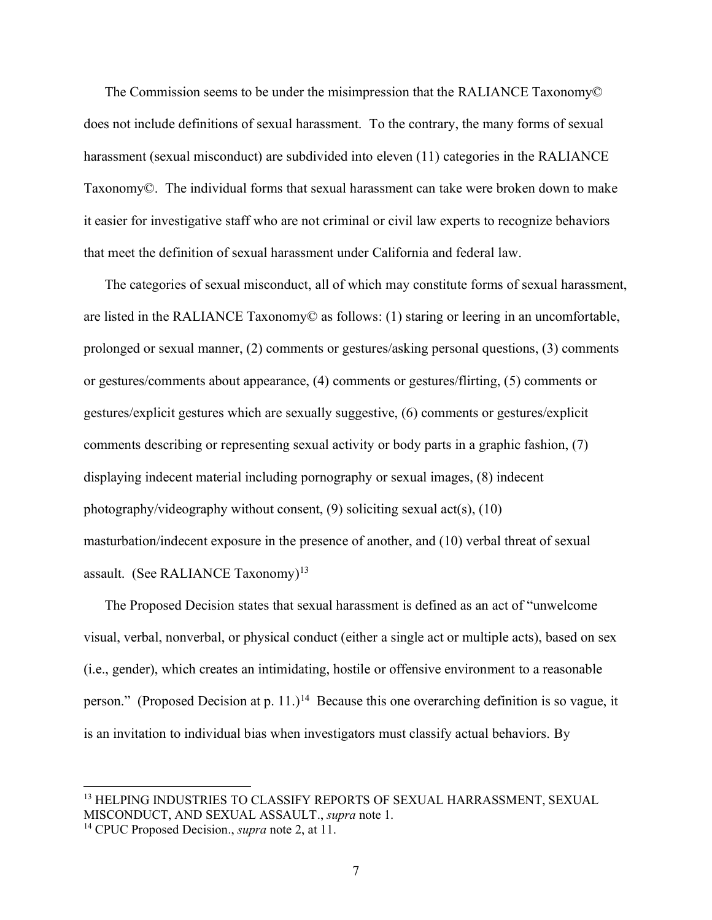The Commission seems to be under the misimpression that the RALIANCE Taxonomy© does not include definitions of sexual harassment. To the contrary, the many forms of sexual harassment (sexual misconduct) are subdivided into eleven (11) categories in the RALIANCE Taxonomy©. The individual forms that sexual harassment can take were broken down to make it easier for investigative staff who are not criminal or civil law experts to recognize behaviors that meet the definition of sexual harassment under California and federal law.

The categories of sexual misconduct, all of which may constitute forms of sexual harassment, are listed in the RALIANCE Taxonomy© as follows: (1) staring or leering in an uncomfortable, prolonged or sexual manner, (2) comments or gestures/asking personal questions, (3) comments or gestures/comments about appearance, (4) comments or gestures/flirting, (5) comments or gestures/explicit gestures which are sexually suggestive, (6) comments or gestures/explicit comments describing or representing sexual activity or body parts in a graphic fashion, (7) displaying indecent material including pornography or sexual images, (8) indecent photography/videography without consent, (9) soliciting sexual act(s), (10) masturbation/indecent exposure in the presence of another, and (10) verbal threat of sexual assault. (See RALIANCE Taxonomy)[13]

The Proposed Decision states that sexual harassment is defined as an act of "unwelcome visual, verbal, nonverbal, or physical conduct (either a single act or multiple acts), based on sex (i.e., gender), which creates an intimidating, hostile or offensive environment to a reasonable person." (Proposed Decision at p. 11.)[14] Because this one overarching definition is so vague, it is an invitation to individual bias when investigators must classify actual behaviors. By

---

[13] HELPING INDUSTRIES TO CLASSIFY REPORTS OF SEXUAL HARRASSMENT, SEXUAL MISCONDUCT, AND SEXUAL ASSAULT., *supra* note 1.

[14] CPUC Proposed Decision., *supra* note 2, at 11.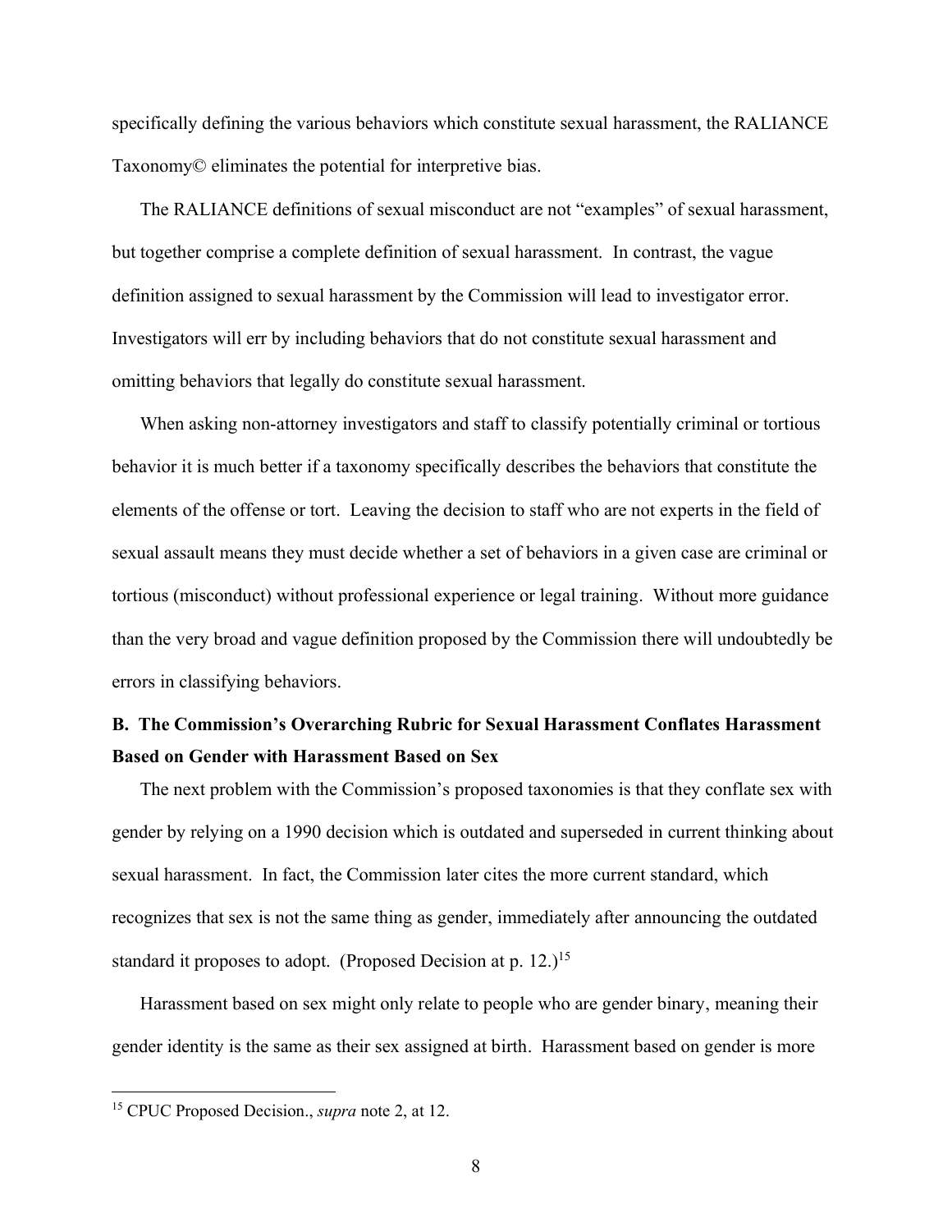specifically defining the various behaviors which constitute sexual harassment, the RALIANCE Taxonomy© eliminates the potential for interpretive bias.

The RALIANCE definitions of sexual misconduct are not "examples" of sexual harassment, but together comprise a complete definition of sexual harassment. In contrast, the vague definition assigned to sexual harassment by the Commission will lead to investigator error. Investigators will err by including behaviors that do not constitute sexual harassment and omitting behaviors that legally do constitute sexual harassment.

When asking non-attorney investigators and staff to classify potentially criminal or tortious behavior it is much better if a taxonomy specifically describes the behaviors that constitute the elements of the offense or tort. Leaving the decision to staff who are not experts in the field of sexual assault means they must decide whether a set of behaviors in a given case are criminal or tortious (misconduct) without professional experience or legal training. Without more guidance than the very broad and vague definition proposed by the Commission there will undoubtedly be errors in classifying behaviors.

**B. The Commission's Overarching Rubric for Sexual Harassment Conflates Harassment Based on Gender with Harassment Based on Sex**

The next problem with the Commission's proposed taxonomies is that they conflate sex with gender by relying on a 1990 decision which is outdated and superseded in current thinking about sexual harassment. In fact, the Commission later cites the more current standard, which recognizes that sex is not the same thing as gender, immediately after announcing the outdated standard it proposes to adopt. (Proposed Decision at p. 12.)[15]

Harassment based on sex might only relate to people who are gender binary, meaning their gender identity is the same as their sex assigned at birth. Harassment based on gender is more

---

[15] CPUC Proposed Decision., *supra* note 2, at 12.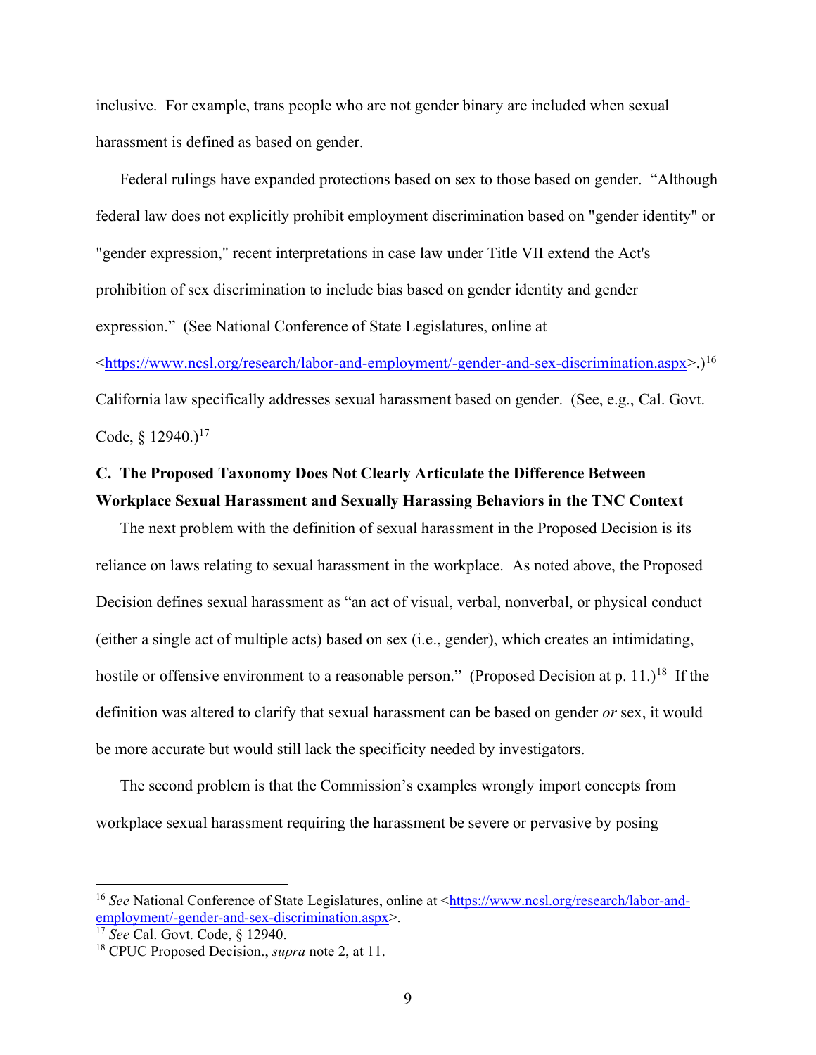inclusive. For example, trans people who are not gender binary are included when sexual harassment is defined as based on gender.

Federal rulings have expanded protections based on sex to those based on gender. "Although federal law does not explicitly prohibit employment discrimination based on "gender identity" or "gender expression," recent interpretations in case law under Title VII extend the Act's prohibition of sex discrimination to include bias based on gender identity and gender expression." (See National Conference of State Legislatures, online at <https://www.ncsl.org/research/labor-and-employment/-gender-and-sex-discrimination.aspx>.)[16] California law specifically addresses sexual harassment based on gender. (See, e.g., Cal. Govt. Code, § 12940.)[17]

**C. The Proposed Taxonomy Does Not Clearly Articulate the Difference Between Workplace Sexual Harassment and Sexually Harassing Behaviors in the TNC Context**

The next problem with the definition of sexual harassment in the Proposed Decision is its reliance on laws relating to sexual harassment in the workplace. As noted above, the Proposed Decision defines sexual harassment as "an act of visual, verbal, nonverbal, or physical conduct (either a single act of multiple acts) based on sex (i.e., gender), which creates an intimidating, hostile or offensive environment to a reasonable person." (Proposed Decision at p. 11.)[18] If the definition was altered to clarify that sexual harassment can be based on gender *or* sex, it would be more accurate but would still lack the specificity needed by investigators.

The second problem is that the Commission's examples wrongly import concepts from workplace sexual harassment requiring the harassment be severe or pervasive by posing

---

[16] *See* National Conference of State Legislatures, online at <https://www.ncsl.org/research/labor-and-employment/-gender-and-sex-discrimination.aspx>.

[17] *See* Cal. Govt. Code, § 12940.

[18] CPUC Proposed Decision., *supra* note 2, at 11.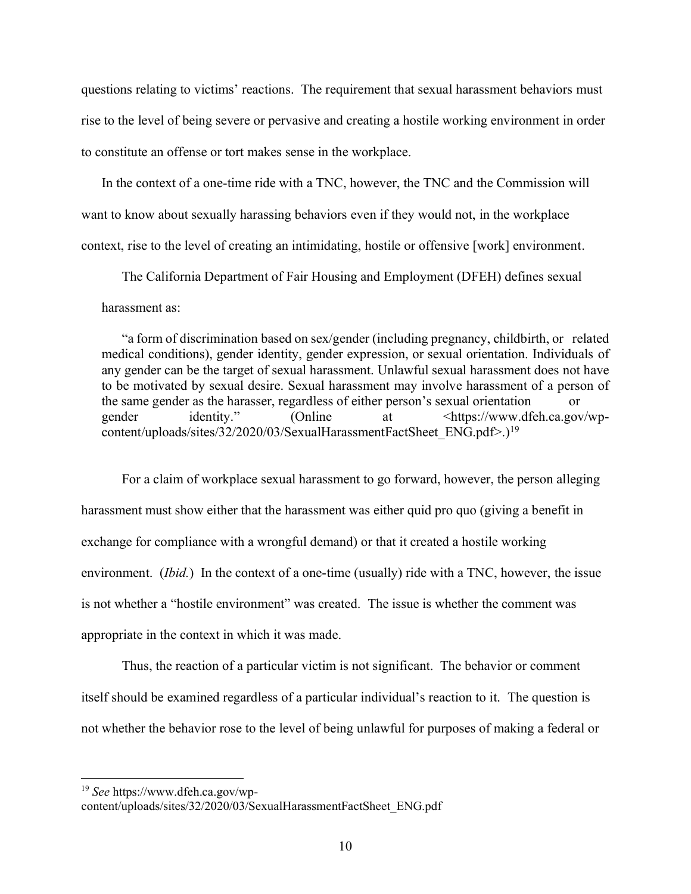questions relating to victims' reactions. The requirement that sexual harassment behaviors must rise to the level of being severe or pervasive and creating a hostile working environment in order to constitute an offense or tort makes sense in the workplace.

In the context of a one-time ride with a TNC, however, the TNC and the Commission will want to know about sexually harassing behaviors even if they would not, in the workplace context, rise to the level of creating an intimidating, hostile or offensive [work] environment.

The California Department of Fair Housing and Employment (DFEH) defines sexual harassment as:

> "a form of discrimination based on sex/gender (including pregnancy, childbirth, or related medical conditions), gender identity, gender expression, or sexual orientation. Individuals of any gender can be the target of sexual harassment. Unlawful sexual harassment does not have to be motivated by sexual desire. Sexual harassment may involve harassment of a person of the same gender as the harasser, regardless of either person's sexual orientation or gender identity." (Online at <https://www.dfeh.ca.gov/wp-content/uploads/sites/32/2020/03/SexualHarassmentFactSheet_ENG.pdf>.)[19]

For a claim of workplace sexual harassment to go forward, however, the person alleging harassment must show either that the harassment was either quid pro quo (giving a benefit in exchange for compliance with a wrongful demand) or that it created a hostile working environment. (*Ibid.*) In the context of a one-time (usually) ride with a TNC, however, the issue is not whether a "hostile environment" was created. The issue is whether the comment was appropriate in the context in which it was made.

Thus, the reaction of a particular victim is not significant. The behavior or comment itself should be examined regardless of a particular individual's reaction to it. The question is not whether the behavior rose to the level of being unlawful for purposes of making a federal or

---

[19] *See* https://www.dfeh.ca.gov/wp-content/uploads/sites/32/2020/03/SexualHarassmentFactSheet_ENG.pdf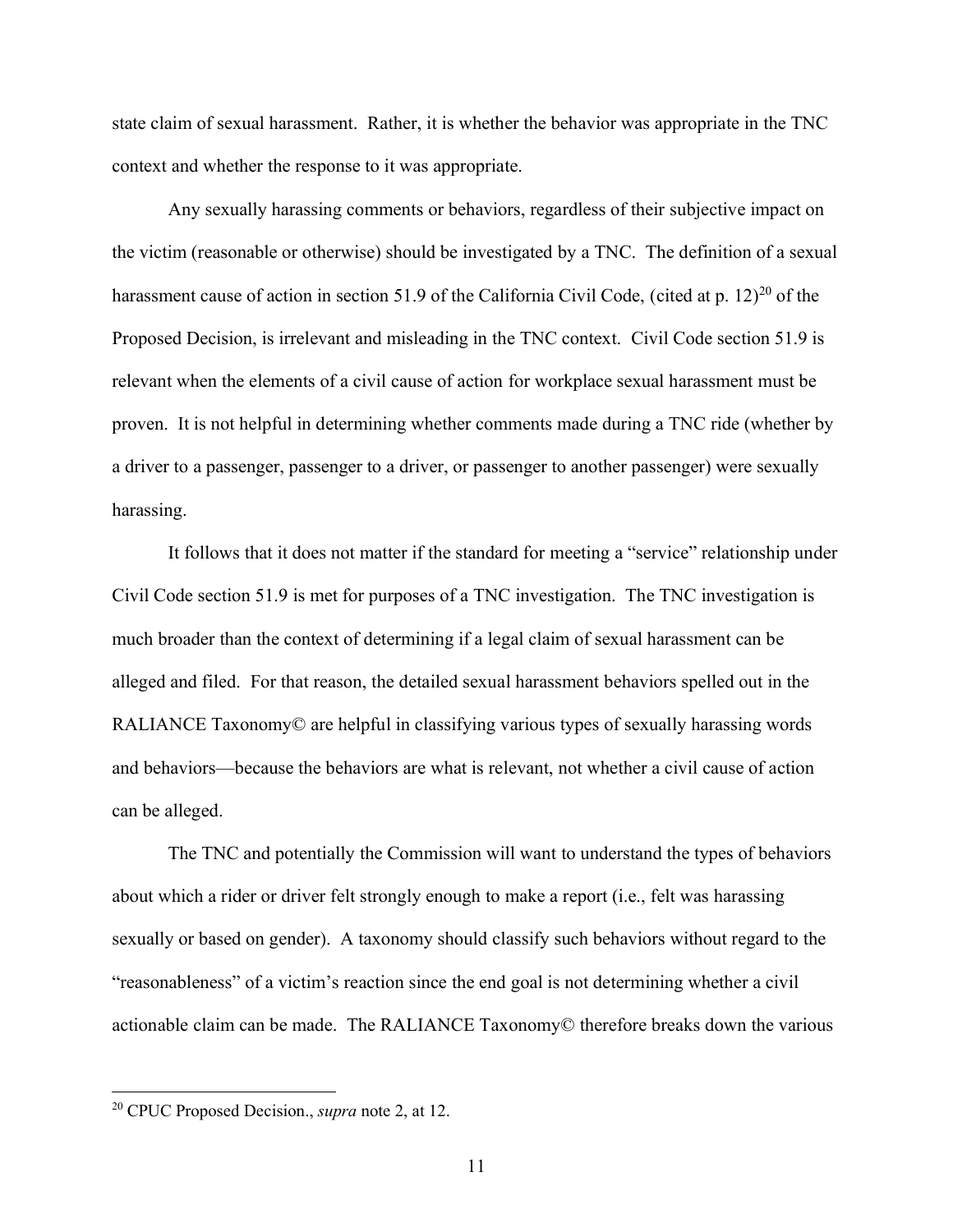state claim of sexual harassment. Rather, it is whether the behavior was appropriate in the TNC context and whether the response to it was appropriate.

Any sexually harassing comments or behaviors, regardless of their subjective impact on the victim (reasonable or otherwise) should be investigated by a TNC. The definition of a sexual harassment cause of action in section 51.9 of the California Civil Code, (cited at p. 12)[20] of the Proposed Decision, is irrelevant and misleading in the TNC context. Civil Code section 51.9 is relevant when the elements of a civil cause of action for workplace sexual harassment must be proven. It is not helpful in determining whether comments made during a TNC ride (whether by a driver to a passenger, passenger to a driver, or passenger to another passenger) were sexually harassing.

It follows that it does not matter if the standard for meeting a "service" relationship under Civil Code section 51.9 is met for purposes of a TNC investigation. The TNC investigation is much broader than the context of determining if a legal claim of sexual harassment can be alleged and filed. For that reason, the detailed sexual harassment behaviors spelled out in the RALIANCE Taxonomy© are helpful in classifying various types of sexually harassing words and behaviors—because the behaviors are what is relevant, not whether a civil cause of action can be alleged.

The TNC and potentially the Commission will want to understand the types of behaviors about which a rider or driver felt strongly enough to make a report (i.e., felt was harassing sexually or based on gender). A taxonomy should classify such behaviors without regard to the "reasonableness" of a victim's reaction since the end goal is not determining whether a civil actionable claim can be made. The RALIANCE Taxonomy© therefore breaks down the various

---

[20] CPUC Proposed Decision., *supra* note 2, at 12.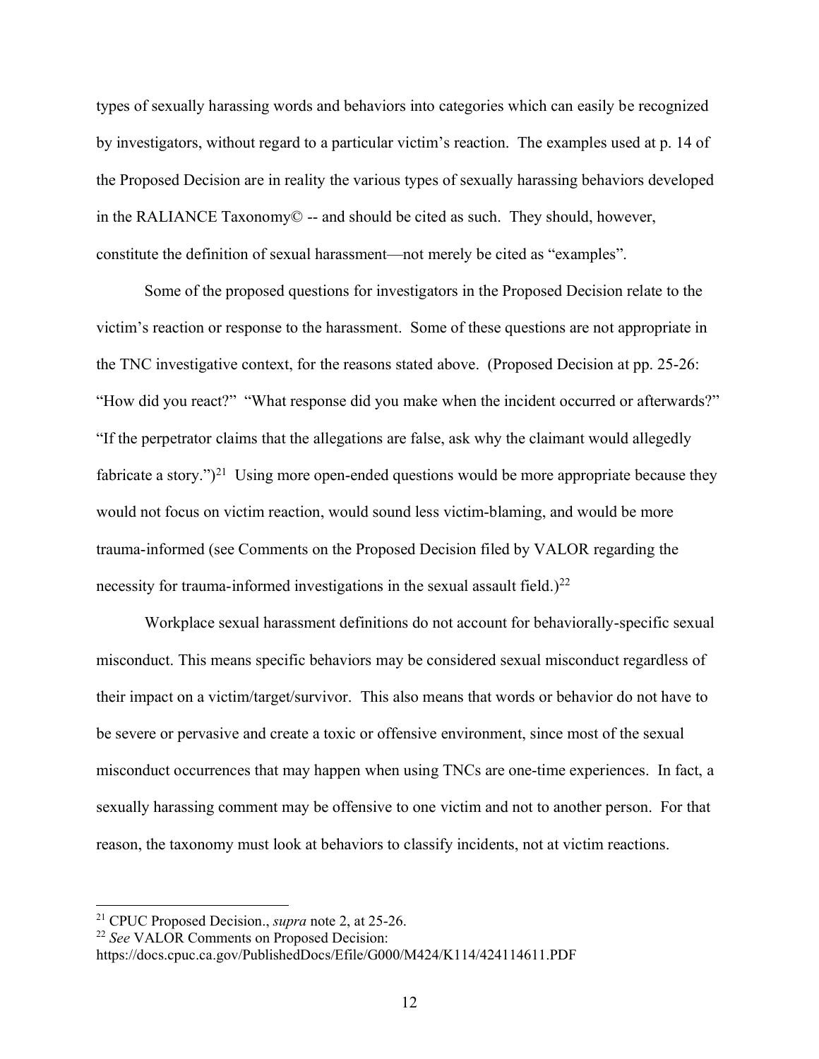types of sexually harassing words and behaviors into categories which can easily be recognized by investigators, without regard to a particular victim's reaction. The examples used at p. 14 of the Proposed Decision are in reality the various types of sexually harassing behaviors developed in the RALIANCE Taxonomy© -- and should be cited as such. They should, however, constitute the definition of sexual harassment—not merely be cited as "examples".

Some of the proposed questions for investigators in the Proposed Decision relate to the victim's reaction or response to the harassment. Some of these questions are not appropriate in the TNC investigative context, for the reasons stated above. (Proposed Decision at pp. 25-26: "How did you react?" "What response did you make when the incident occurred or afterwards?" "If the perpetrator claims that the allegations are false, ask why the claimant would allegedly fabricate a story.")[21] Using more open-ended questions would be more appropriate because they would not focus on victim reaction, would sound less victim-blaming, and would be more trauma-informed (see Comments on the Proposed Decision filed by VALOR regarding the necessity for trauma-informed investigations in the sexual assault field.)[22]

Workplace sexual harassment definitions do not account for behaviorally-specific sexual misconduct. This means specific behaviors may be considered sexual misconduct regardless of their impact on a victim/target/survivor. This also means that words or behavior do not have to be severe or pervasive and create a toxic or offensive environment, since most of the sexual misconduct occurrences that may happen when using TNCs are one-time experiences. In fact, a sexually harassing comment may be offensive to one victim and not to another person. For that reason, the taxonomy must look at behaviors to classify incidents, not at victim reactions.

---

[21] CPUC Proposed Decision., *supra* note 2, at 25-26.

[22] *See* VALOR Comments on Proposed Decision: https://docs.cpuc.ca.gov/PublishedDocs/Efile/G000/M424/K114/424114611.PDF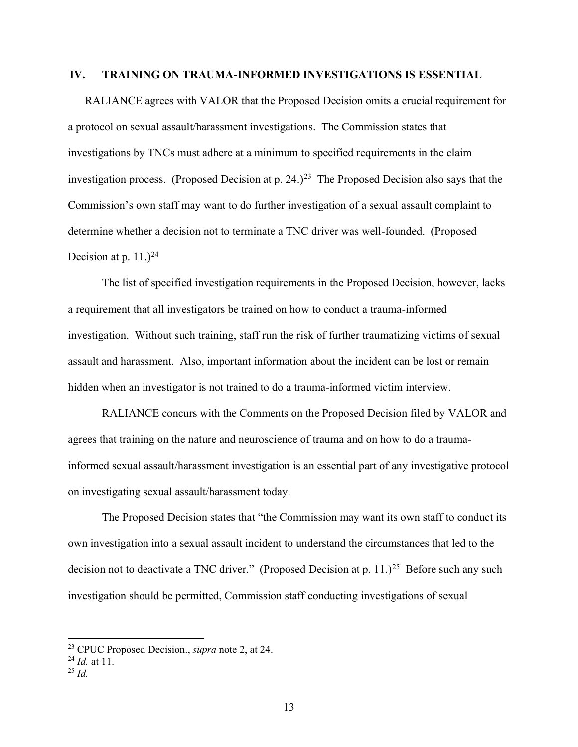## IV. TRAINING ON TRAUMA-INFORMED INVESTIGATIONS IS ESSENTIAL

RALIANCE agrees with VALOR that the Proposed Decision omits a crucial requirement for a protocol on sexual assault/harassment investigations. The Commission states that investigations by TNCs must adhere at a minimum to specified requirements in the claim investigation process. (Proposed Decision at p. 24.)[23] The Proposed Decision also says that the Commission's own staff may want to do further investigation of a sexual assault complaint to determine whether a decision not to terminate a TNC driver was well-founded. (Proposed Decision at p. 11.)[24]

The list of specified investigation requirements in the Proposed Decision, however, lacks a requirement that all investigators be trained on how to conduct a trauma-informed investigation. Without such training, staff run the risk of further traumatizing victims of sexual assault and harassment. Also, important information about the incident can be lost or remain hidden when an investigator is not trained to do a trauma-informed victim interview.

RALIANCE concurs with the Comments on the Proposed Decision filed by VALOR and agrees that training on the nature and neuroscience of trauma and on how to do a trauma-informed sexual assault/harassment investigation is an essential part of any investigative protocol on investigating sexual assault/harassment today.

The Proposed Decision states that "the Commission may want its own staff to conduct its own investigation into a sexual assault incident to understand the circumstances that led to the decision not to deactivate a TNC driver." (Proposed Decision at p. 11.)[25] Before such any such investigation should be permitted, Commission staff conducting investigations of sexual

---

[23] CPUC Proposed Decision., *supra* note 2, at 24.

[24] *Id.* at 11.

[25] *Id.*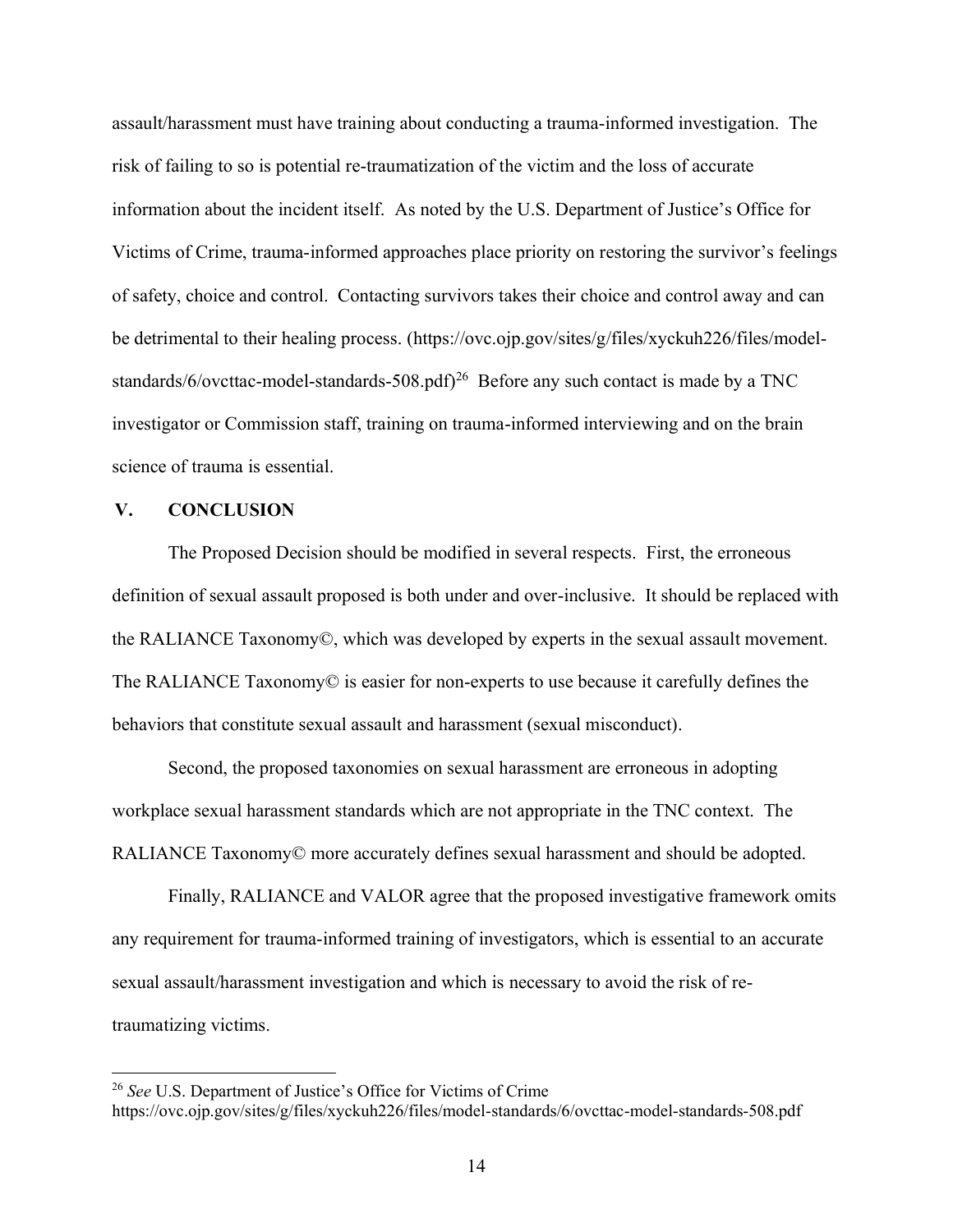assault/harassment must have training about conducting a trauma-informed investigation. The risk of failing to so is potential re-traumatization of the victim and the loss of accurate information about the incident itself. As noted by the U.S. Department of Justice's Office for Victims of Crime, trauma-informed approaches place priority on restoring the survivor's feelings of safety, choice and control. Contacting survivors takes their choice and control away and can be detrimental to their healing process. (https://ovc.ojp.gov/sites/g/files/xyckuh226/files/model-standards/6/ovcttac-model-standards-508.pdf)[26] Before any such contact is made by a TNC investigator or Commission staff, training on trauma-informed interviewing and on the brain science of trauma is essential.

## V. CONCLUSION

The Proposed Decision should be modified in several respects. First, the erroneous definition of sexual assault proposed is both under and over-inclusive. It should be replaced with the RALIANCE Taxonomy©, which was developed by experts in the sexual assault movement. The RALIANCE Taxonomy© is easier for non-experts to use because it carefully defines the behaviors that constitute sexual assault and harassment (sexual misconduct).

Second, the proposed taxonomies on sexual harassment are erroneous in adopting workplace sexual harassment standards which are not appropriate in the TNC context. The RALIANCE Taxonomy© more accurately defines sexual harassment and should be adopted.

Finally, RALIANCE and VALOR agree that the proposed investigative framework omits any requirement for trauma-informed training of investigators, which is essential to an accurate sexual assault/harassment investigation and which is necessary to avoid the risk of re-traumatizing victims.

---

[26] *See* U.S. Department of Justice's Office for Victims of Crime https://ovc.ojp.gov/sites/g/files/xyckuh226/files/model-standards/6/ovcttac-model-standards-508.pdf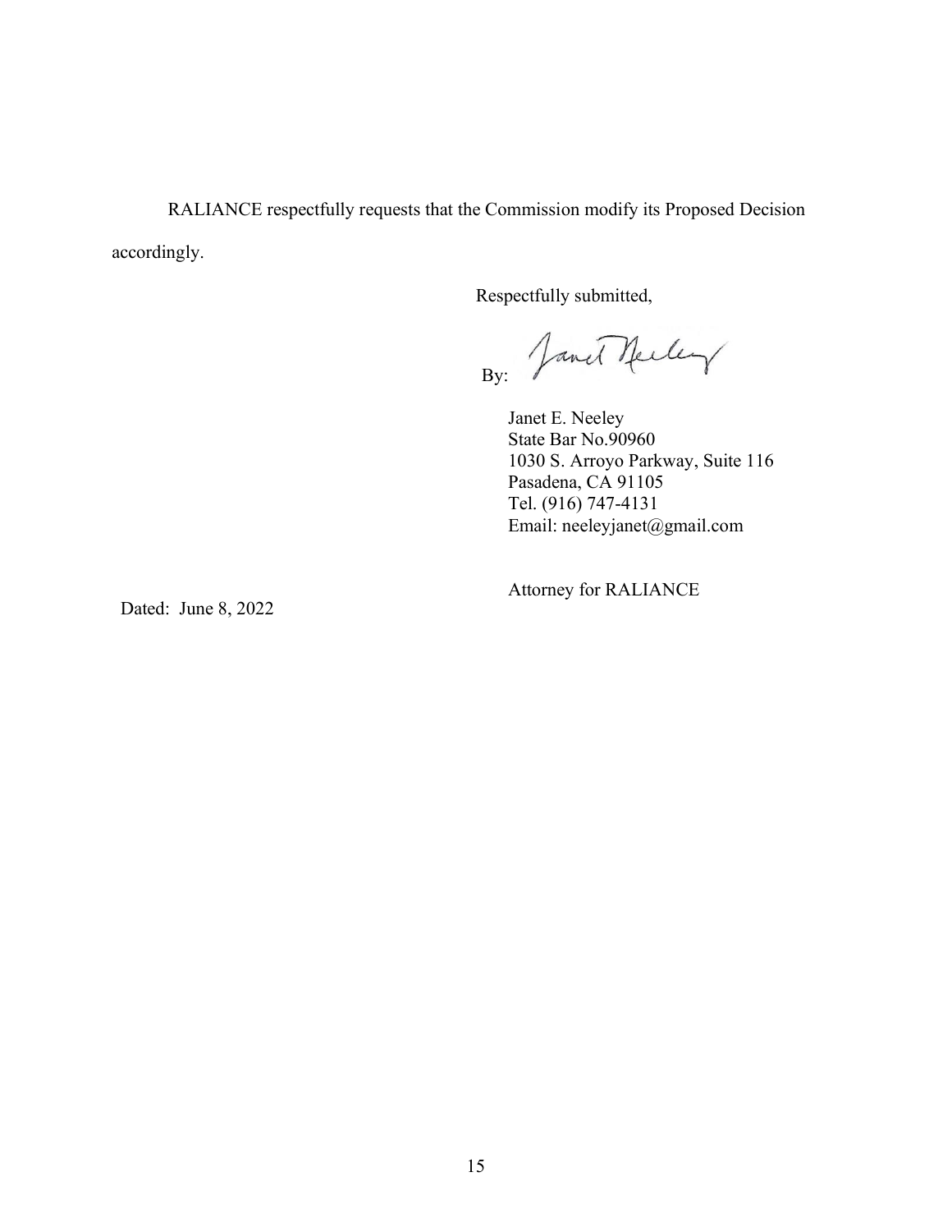RALIANCE respectfully requests that the Commission modify its Proposed Decision accordingly.

Respectfully submitted,

By:

Janet E. Neeley
State Bar No.90960
1030 S. Arroyo Parkway, Suite 116
Pasadena, CA 91105
Tel. (916) 747-4131
Email: neeleyjanet@gmail.com

Attorney for RALIANCE

Dated: June 8, 2022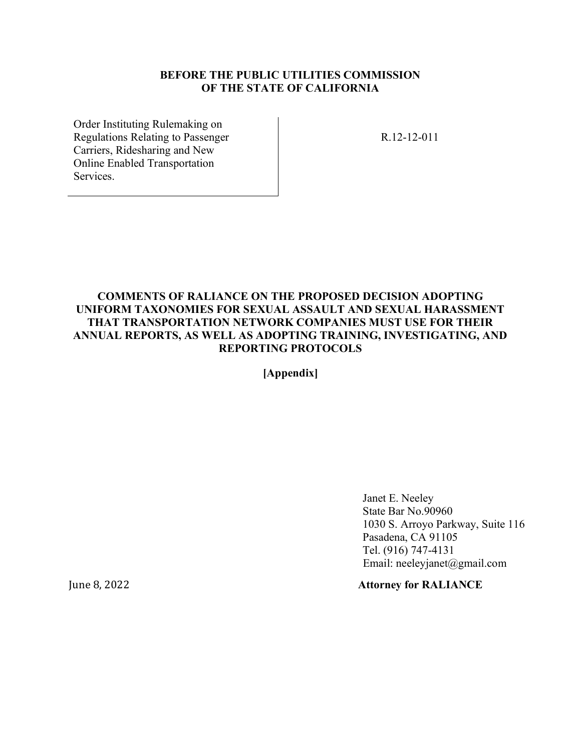**BEFORE THE PUBLIC UTILITIES COMMISSION**
**OF THE STATE OF CALIFORNIA**

| | |
|---|---|
| Order Instituting Rulemaking on Regulations Relating to Passenger Carriers, Ridesharing and New Online Enabled Transportation Services. | R.12-12-011 |

**COMMENTS OF RALIANCE ON THE PROPOSED DECISION ADOPTING UNIFORM TAXONOMIES FOR SEXUAL ASSAULT AND SEXUAL HARASSMENT THAT TRANSPORTATION NETWORK COMPANIES MUST USE FOR THEIR ANNUAL REPORTS, AS WELL AS ADOPTING TRAINING, INVESTIGATING, AND REPORTING PROTOCOLS**

**[Appendix]**

Janet E. Neeley
State Bar No.90960
1030 S. Arroyo Parkway, Suite 116
Pasadena, CA 91105
Tel. (916) 747-4131
Email: neeleyjanet@gmail.com

June 8, 2022

**Attorney for RALIANCE**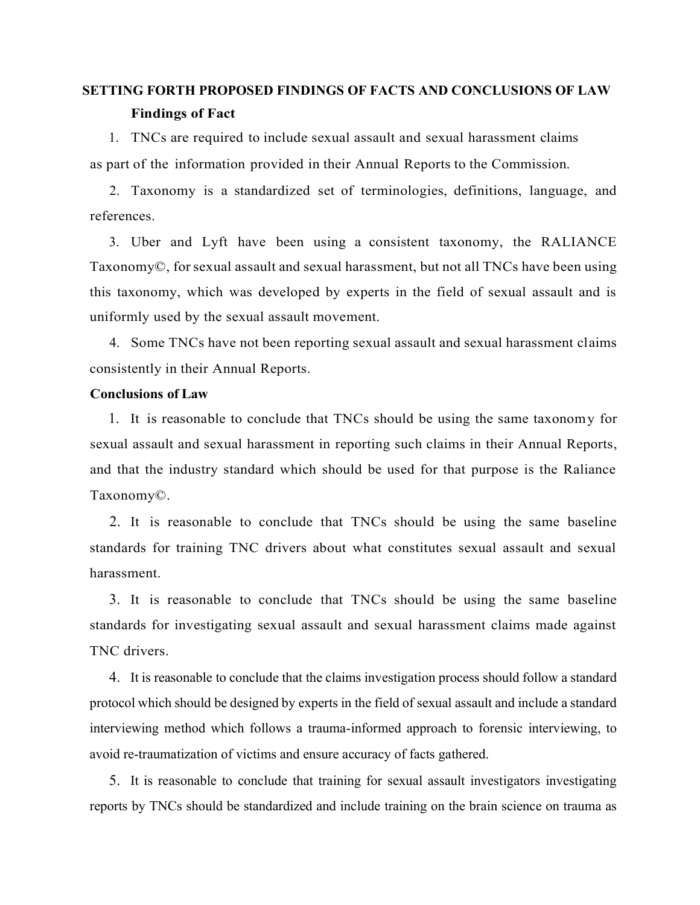## SETTING FORTH PROPOSED FINDINGS OF FACTS AND CONCLUSIONS OF LAW

### Findings of Fact

1. TNCs are required to include sexual assault and sexual harassment claims as part of the information provided in their Annual Reports to the Commission.

2. Taxonomy is a standardized set of terminologies, definitions, language, and references.

3. Uber and Lyft have been using a consistent taxonomy, the RALIANCE Taxonomy©, for sexual assault and sexual harassment, but not all TNCs have been using this taxonomy, which was developed by experts in the field of sexual assault and is uniformly used by the sexual assault movement.

4. Some TNCs have not been reporting sexual assault and sexual harassment claims consistently in their Annual Reports.

### Conclusions of Law

1. It is reasonable to conclude that TNCs should be using the same taxonomy for sexual assault and sexual harassment in reporting such claims in their Annual Reports, and that the industry standard which should be used for that purpose is the Raliance Taxonomy©.

2. It is reasonable to conclude that TNCs should be using the same baseline standards for training TNC drivers about what constitutes sexual assault and sexual harassment.

3. It is reasonable to conclude that TNCs should be using the same baseline standards for investigating sexual assault and sexual harassment claims made against TNC drivers.

4. It is reasonable to conclude that the claims investigation process should follow a standard protocol which should be designed by experts in the field of sexual assault and include a standard interviewing method which follows a trauma-informed approach to forensic interviewing, to avoid re-traumatization of victims and ensure accuracy of facts gathered.

5. It is reasonable to conclude that training for sexual assault investigators investigating reports by TNCs should be standardized and include training on the brain science on trauma as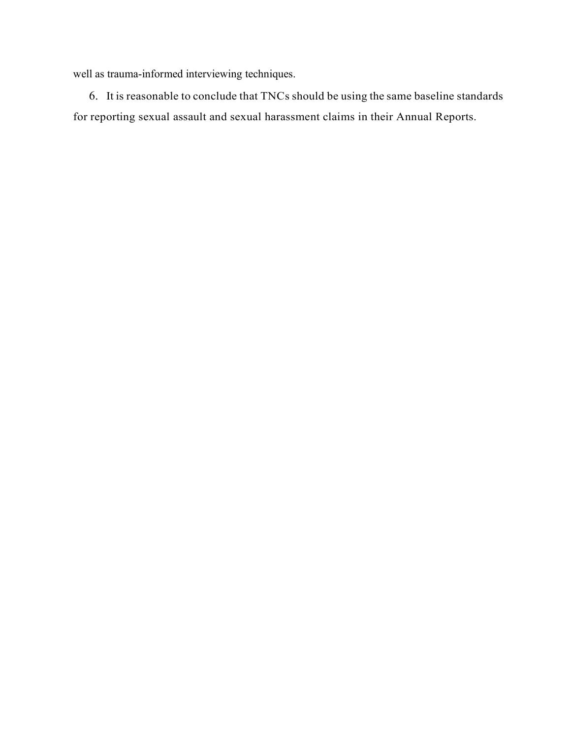well as trauma-informed interviewing techniques.

6. It is reasonable to conclude that TNCs should be using the same baseline standards for reporting sexual assault and sexual harassment claims in their Annual Reports.